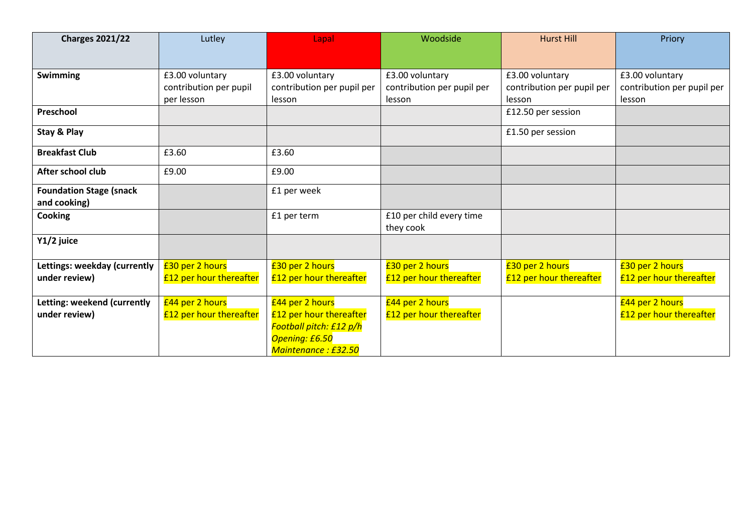| Charges 2021/22 | Lutley | Lapal | Woodside | Hurst Hill | Priory |
|---|---|---|---|---|---|
| **Swimming** | £3.00 voluntary contribution per pupil per lesson | £3.00 voluntary contribution per pupil per lesson | £3.00 voluntary contribution per pupil per lesson | £3.00 voluntary contribution per pupil per lesson | £3.00 voluntary contribution per pupil per lesson |
| **Preschool** | | | | £12.50 per session | |
| **Stay & Play** | | | | £1.50 per session | |
| **Breakfast Club** | £3.60 | £3.60 | | | |
| **After school club** | £9.00 | £9.00 | | | |
| **Foundation Stage (snack and cooking)** | | £1 per week | | | |
| **Cooking** | | £1 per term | £10 per child every time they cook | | |
| **Y1/2 juice** | | | | | |
| **Lettings: weekday (currently under review)** | £30 per 2 hours £12 per hour thereafter | £30 per 2 hours £12 per hour thereafter | £30 per 2 hours £12 per hour thereafter | £30 per 2 hours £12 per hour thereafter | £30 per 2 hours £12 per hour thereafter |
| **Letting: weekend (currently under review)** | £44 per 2 hours £12 per hour thereafter | £44 per 2 hours £12 per hour thereafter *Football pitch: £12 p/h* *Opening: £6.50* *Maintenance : £32.50* | £44 per 2 hours £12 per hour thereafter | | £44 per 2 hours £12 per hour thereafter |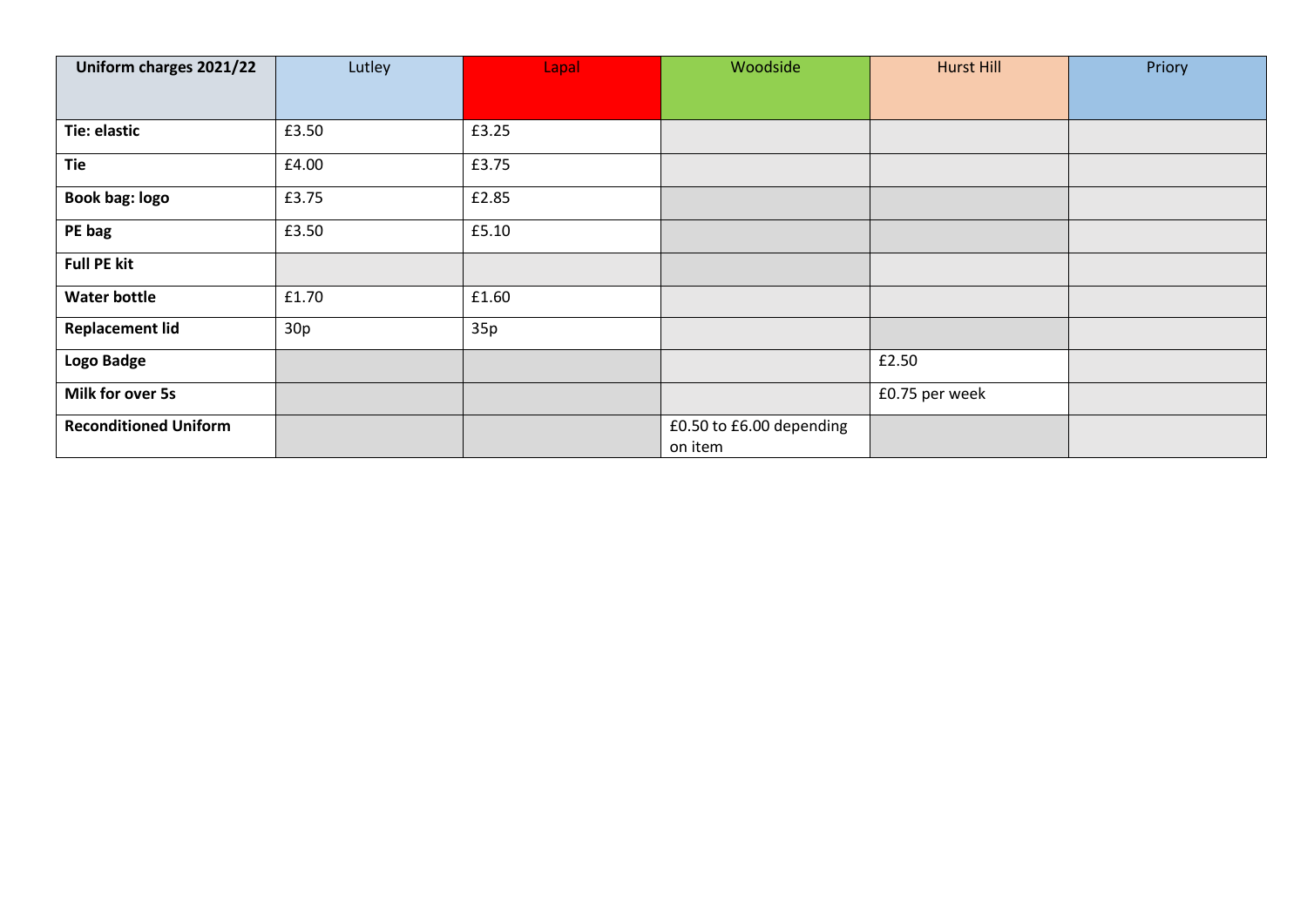| Uniform charges 2021/22 | Lutley | Lapal | Woodside | Hurst Hill | Priory |
|---|---|---|---|---|---|
| **Tie: elastic** | £3.50 | £3.25 | | | |
| **Tie** | £4.00 | £3.75 | | | |
| **Book bag: logo** | £3.75 | £2.85 | | | |
| **PE bag** | £3.50 | £5.10 | | | |
| **Full PE kit** | | | | | |
| **Water bottle** | £1.70 | £1.60 | | | |
| **Replacement lid** | 30p | 35p | | | |
| **Logo Badge** | | | | £2.50 | |
| **Milk for over 5s** | | | | £0.75 per week | |
| **Reconditioned Uniform** | | | £0.50 to £6.00 depending on item | | |